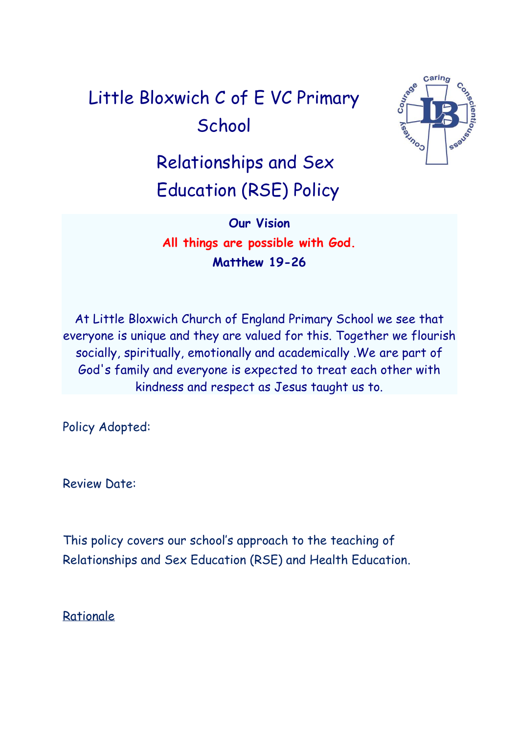# Little Bloxwich C of E VC Primary School

# Relationships and Sex Education (RSE) Policy

**Our Vision**

**All things are possible with God.**

**Matthew 19-26**

At Little Bloxwich Church of England Primary School we see that everyone is unique and they are valued for this. Together we flourish socially, spiritually, emotionally and academically .We are part of God's family and everyone is expected to treat each other with kindness and respect as Jesus taught us to.

Policy Adopted:

Review Date:

This policy covers our school's approach to the teaching of Relationships and Sex Education (RSE) and Health Education.

## Rationale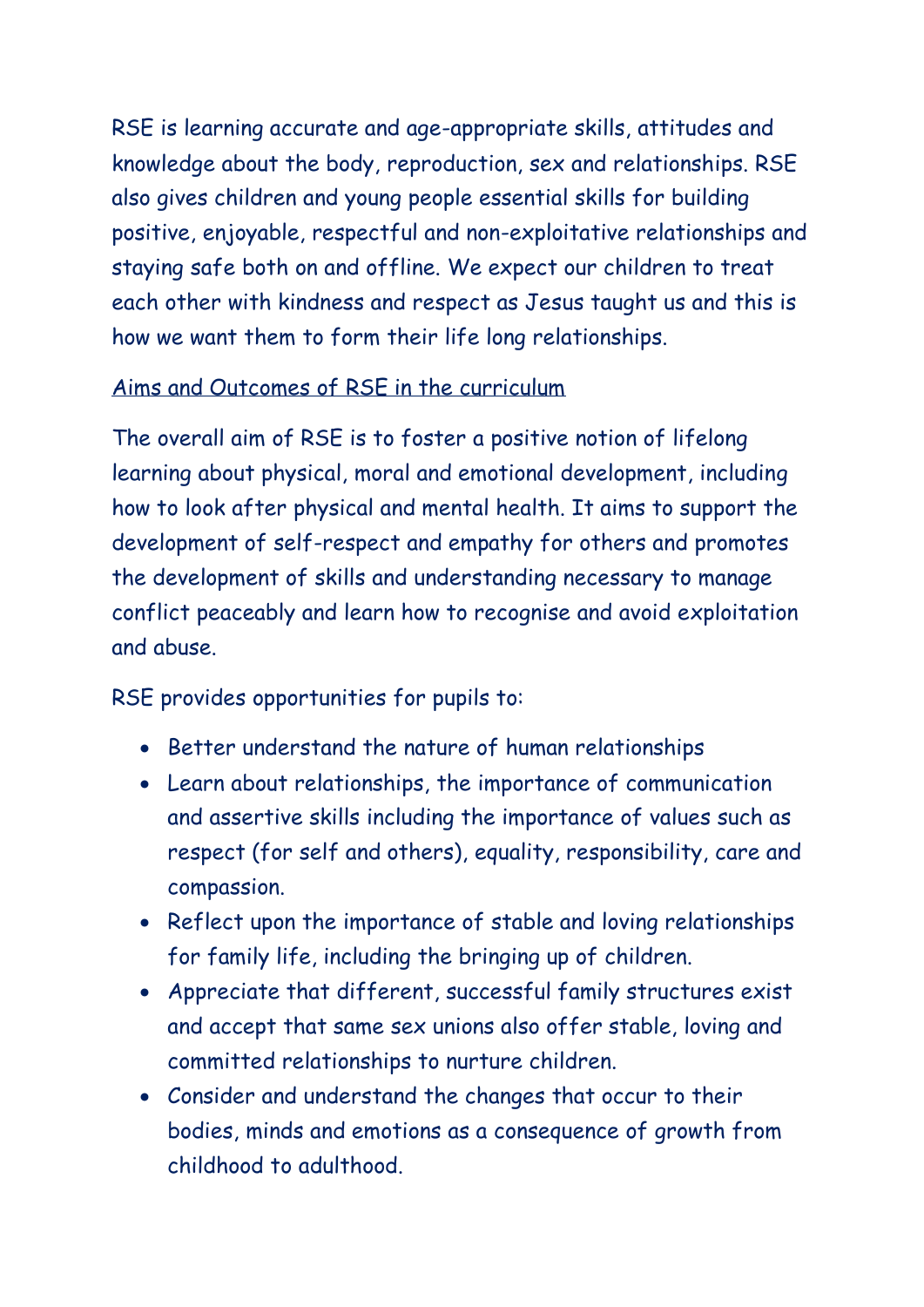RSE is learning accurate and age-appropriate skills, attitudes and knowledge about the body, reproduction, sex and relationships. RSE also gives children and young people essential skills for building positive, enjoyable, respectful and non-exploitative relationships and staying safe both on and offline. We expect our children to treat each other with kindness and respect as Jesus taught us and this is how we want them to form their life long relationships.

<u>Aims and Outcomes of RSE in the curriculum</u>

The overall aim of RSE is to foster a positive notion of lifelong learning about physical, moral and emotional development, including how to look after physical and mental health. It aims to support the development of self-respect and empathy for others and promotes the development of skills and understanding necessary to manage conflict peaceably and learn how to recognise and avoid exploitation and abuse.

RSE provides opportunities for pupils to:

- Better understand the nature of human relationships
- Learn about relationships, the importance of communication and assertive skills including the importance of values such as respect (for self and others), equality, responsibility, care and compassion.
- Reflect upon the importance of stable and loving relationships for family life, including the bringing up of children.
- Appreciate that different, successful family structures exist and accept that same sex unions also offer stable, loving and committed relationships to nurture children.
- Consider and understand the changes that occur to their bodies, minds and emotions as a consequence of growth from childhood to adulthood.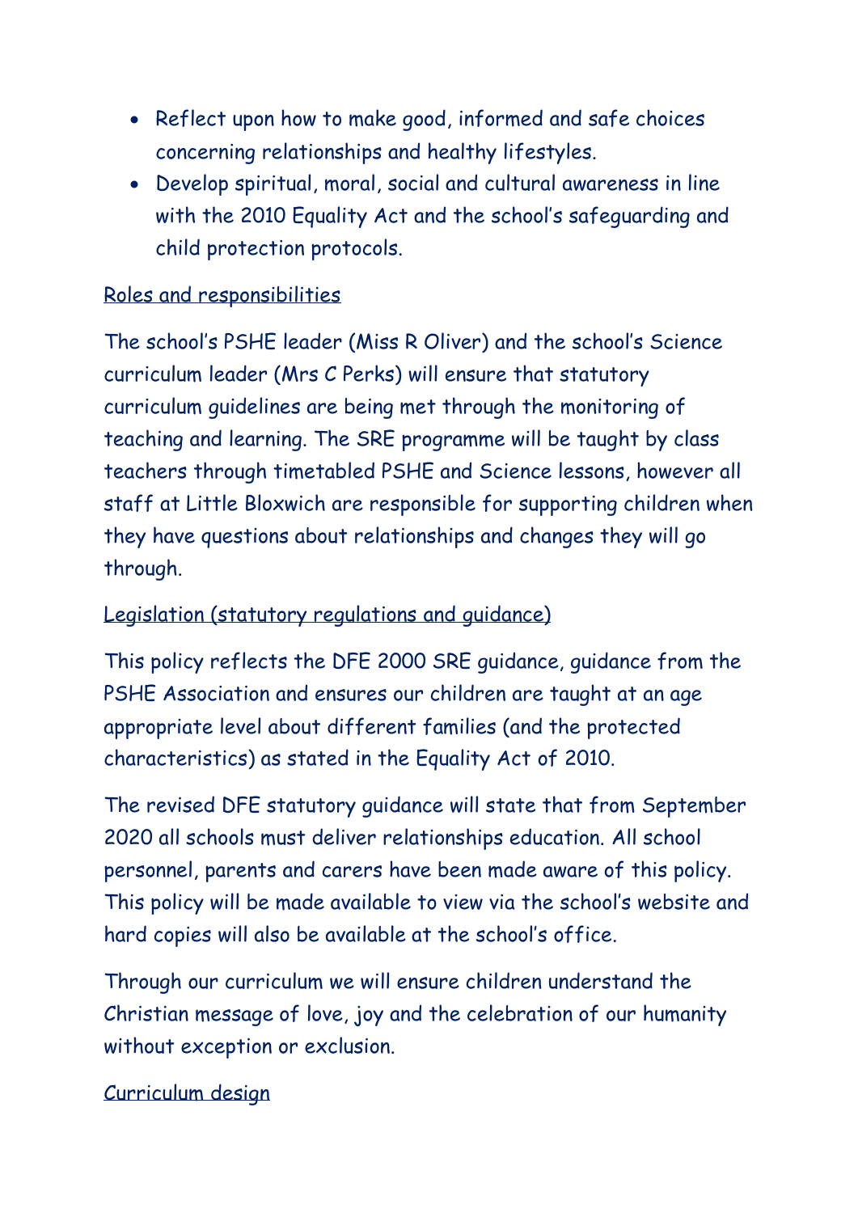- Reflect upon how to make good, informed and safe choices concerning relationships and healthy lifestyles.
- Develop spiritual, moral, social and cultural awareness in line with the 2010 Equality Act and the school's safeguarding and child protection protocols.

## Roles and responsibilities

The school's PSHE leader (Miss R Oliver) and the school's Science curriculum leader (Mrs C Perks) will ensure that statutory curriculum guidelines are being met through the monitoring of teaching and learning. The SRE programme will be taught by class teachers through timetabled PSHE and Science lessons, however all staff at Little Bloxwich are responsible for supporting children when they have questions about relationships and changes they will go through.

## Legislation (statutory regulations and guidance)

This policy reflects the DFE 2000 SRE guidance, guidance from the PSHE Association and ensures our children are taught at an age appropriate level about different families (and the protected characteristics) as stated in the Equality Act of 2010.

The revised DFE statutory guidance will state that from September 2020 all schools must deliver relationships education. All school personnel, parents and carers have been made aware of this policy. This policy will be made available to view via the school's website and hard copies will also be available at the school's office.

Through our curriculum we will ensure children understand the Christian message of love, joy and the celebration of our humanity without exception or exclusion.

## Curriculum design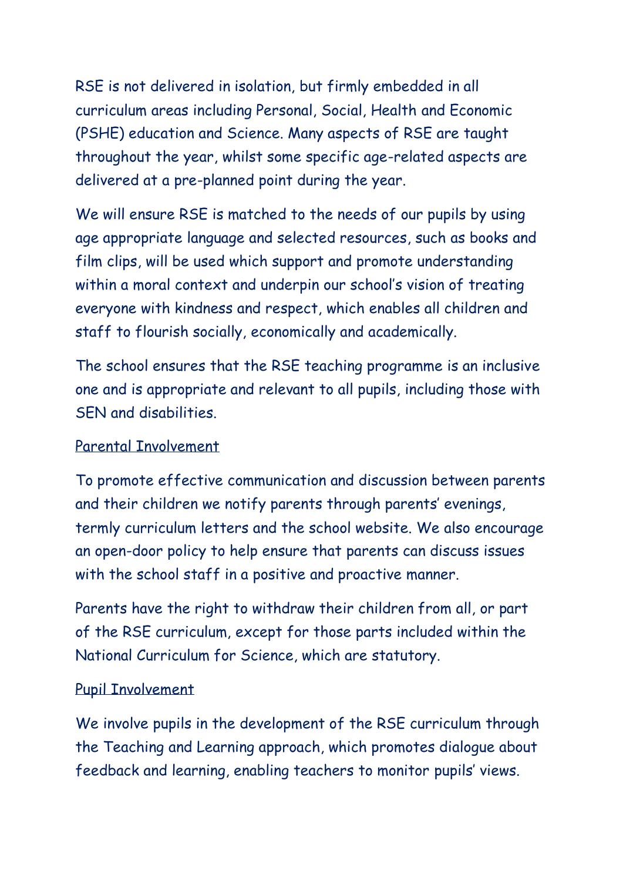RSE is not delivered in isolation, but firmly embedded in all curriculum areas including Personal, Social, Health and Economic (PSHE) education and Science. Many aspects of RSE are taught throughout the year, whilst some specific age-related aspects are delivered at a pre-planned point during the year.

We will ensure RSE is matched to the needs of our pupils by using age appropriate language and selected resources, such as books and film clips, will be used which support and promote understanding within a moral context and underpin our school's vision of treating everyone with kindness and respect, which enables all children and staff to flourish socially, economically and academically.

The school ensures that the RSE teaching programme is an inclusive one and is appropriate and relevant to all pupils, including those with SEN and disabilities.

## Parental Involvement

To promote effective communication and discussion between parents and their children we notify parents through parents' evenings, termly curriculum letters and the school website. We also encourage an open-door policy to help ensure that parents can discuss issues with the school staff in a positive and proactive manner.

Parents have the right to withdraw their children from all, or part of the RSE curriculum, except for those parts included within the National Curriculum for Science, which are statutory.

## Pupil Involvement

We involve pupils in the development of the RSE curriculum through the Teaching and Learning approach, which promotes dialogue about feedback and learning, enabling teachers to monitor pupils' views.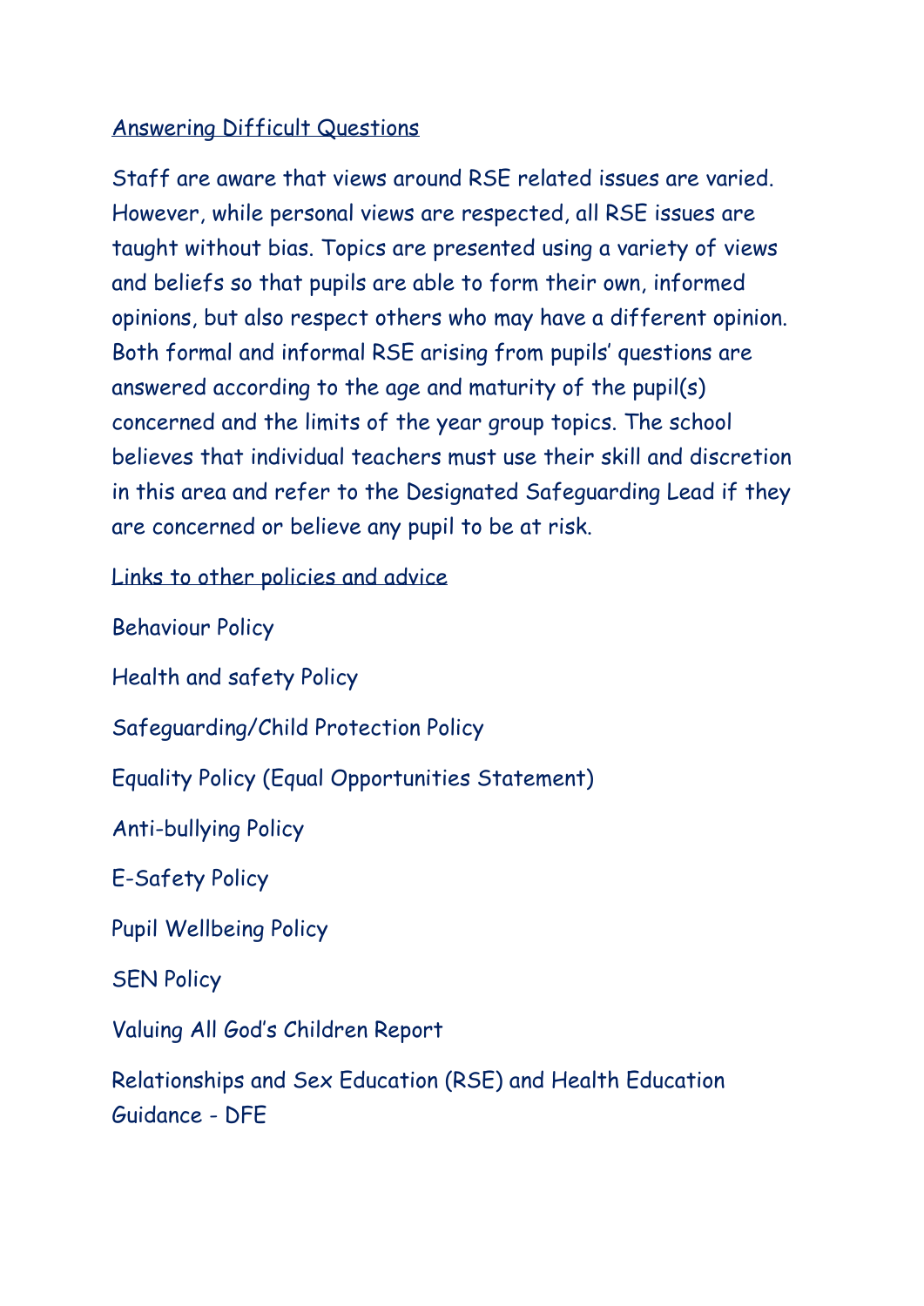## Answering Difficult Questions

Staff are aware that views around RSE related issues are varied. However, while personal views are respected, all RSE issues are taught without bias. Topics are presented using a variety of views and beliefs so that pupils are able to form their own, informed opinions, but also respect others who may have a different opinion. Both formal and informal RSE arising from pupils' questions are answered according to the age and maturity of the pupil(s) concerned and the limits of the year group topics. The school believes that individual teachers must use their skill and discretion in this area and refer to the Designated Safeguarding Lead if they are concerned or believe any pupil to be at risk.

## Links to other policies and advice

Behaviour Policy

Health and safety Policy

Safeguarding/Child Protection Policy

Equality Policy (Equal Opportunities Statement)

Anti-bullying Policy

E-Safety Policy

Pupil Wellbeing Policy

SEN Policy

Valuing All God's Children Report

Relationships and Sex Education (RSE) and Health Education Guidance - DFE